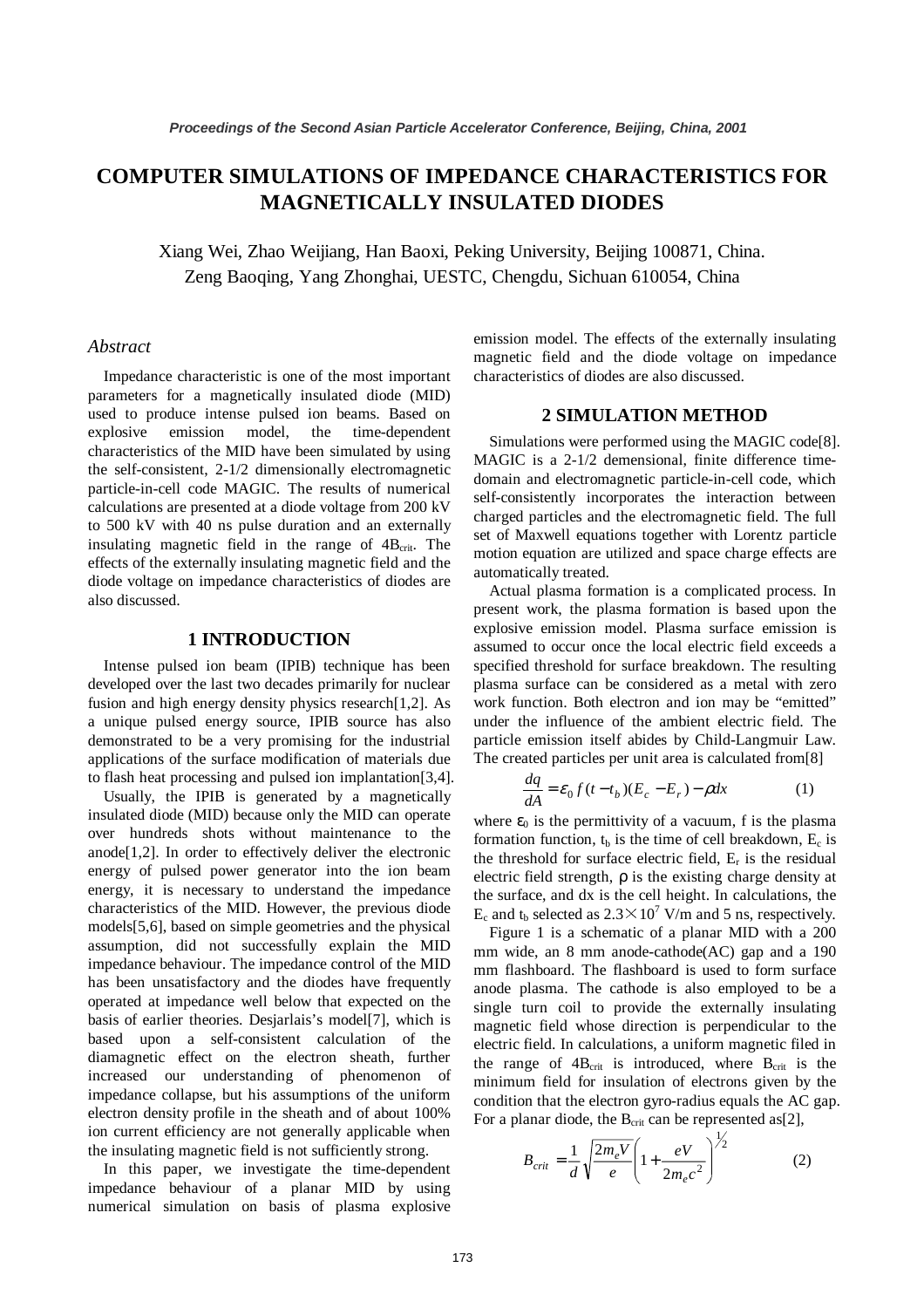# COMPUTER SIMULATIONS OF IMPEDANCE CHARACTERISTICS FOR MAGNETICALLY INSULATED DIODES

Xiang Wei, Zhao Weijiang, Han Baoxi, Peking University, Beijing 100871, China.
Zeng Baoqing, Yang Zhonghai, UESTC, Chengdu, Sichuan 610054, China

### *Abstract*

Impedance characteristic is one of the most important parameters for a magnetically insulated diode (MID) used to produce intense pulsed ion beams. Based on explosive emission model, the time-dependent characteristics of the MID have been simulated by using the self-consistent, 2-1/2 dimensionally electromagnetic particle-in-cell code MAGIC. The results of numerical calculations are presented at a diode voltage from 200 kV to 500 kV with 40 ns pulse duration and an externally insulating magnetic field in the range of $4B_{crit}$. The effects of the externally insulating magnetic field and the diode voltage on impedance characteristics of diodes are also discussed.

## 1 INTRODUCTION

Intense pulsed ion beam (IPIB) technique has been developed over the last two decades primarily for nuclear fusion and high energy density physics research[1,2]. As a unique pulsed energy source, IPIB source has also demonstrated to be a very promising for the industrial applications of the surface modification of materials due to flash heat processing and pulsed ion implantation[3,4].

Usually, the IPIB is generated by a magnetically insulated diode (MID) because only the MID can operate over hundreds shots without maintenance to the anode[1,2]. In order to effectively deliver the electronic energy of pulsed power generator into the ion beam energy, it is necessary to understand the impedance characteristics of the MID. However, the previous diode models[5,6], based on simple geometries and the physical assumption, did not successfully explain the MID impedance behaviour. The impedance control of the MID has been unsatisfactory and the diodes have frequently operated at impedance well below that expected on the basis of earlier theories. Desjarlais's model[7], which is based upon a self-consistent calculation of the diamagnetic effect on the electron sheath, further increased our understanding of phenomenon of impedance collapse, but his assumptions of the uniform electron density profile in the sheath and of about 100% ion current efficiency are not generally applicable when the insulating magnetic field is not sufficiently strong.

In this paper, we investigate the time-dependent impedance behaviour of a planar MID by using numerical simulation on basis of plasma explosive emission model. The effects of the externally insulating magnetic field and the diode voltage on impedance characteristics of diodes are also discussed.

## 2 SIMULATION METHOD

Simulations were performed using the MAGIC code[8]. MAGIC is a 2-1/2 demensional, finite difference time-domain and electromagnetic particle-in-cell code, which self-consistently incorporates the interaction between charged particles and the electromagnetic field. The full set of Maxwell equations together with Lorentz particle motion equation are utilized and space charge effects are automatically treated.

Actual plasma formation is a complicated process. In present work, the plasma formation is based upon the explosive emission model. Plasma surface emission is assumed to occur once the local electric field exceeds a specified threshold for surface breakdown. The resulting plasma surface can be considered as a metal with zero work function. Both electron and ion may be "emitted" under the influence of the ambient electric field. The particle emission itself abides by Child-Langmuir Law. The created particles per unit area is calculated from[8]

$$\frac{dq}{dA} = \varepsilon_0 f(t - t_b)(E_c - E_r) - \rho dx \qquad (1)$$

where $\varepsilon_0$ is the permittivity of a vacuum, f is the plasma formation function, $t_b$ is the time of cell breakdown, $E_c$ is the threshold for surface electric field, $E_r$ is the residual electric field strength, $\rho$ is the existing charge density at the surface, and dx is the cell height. In calculations, the $E_c$ and $t_b$ selected as $2.3\times10^7$ V/m and 5 ns, respectively.

Figure 1 is a schematic of a planar MID with a 200 mm wide, an 8 mm anode-cathode(AC) gap and a 190 mm flashboard. The flashboard is used to form surface anode plasma. The cathode is also employed to be a single turn coil to provide the externally insulating magnetic field whose direction is perpendicular to the electric field. In calculations, a uniform magnetic filed in the range of $4B_{crit}$ is introduced, where $B_{crit}$ is the minimum field for insulation of electrons given by the condition that the electron gyro-radius equals the AC gap. For a planar diode, the $B_{crit}$ can be represented as[2],

$$B_{crit} = \frac{1}{d}\sqrt{\frac{2m_eV}{e}}\left(1 + \frac{eV}{2m_ec^2}\right)^{\frac{1}{2}} \qquad (2)$$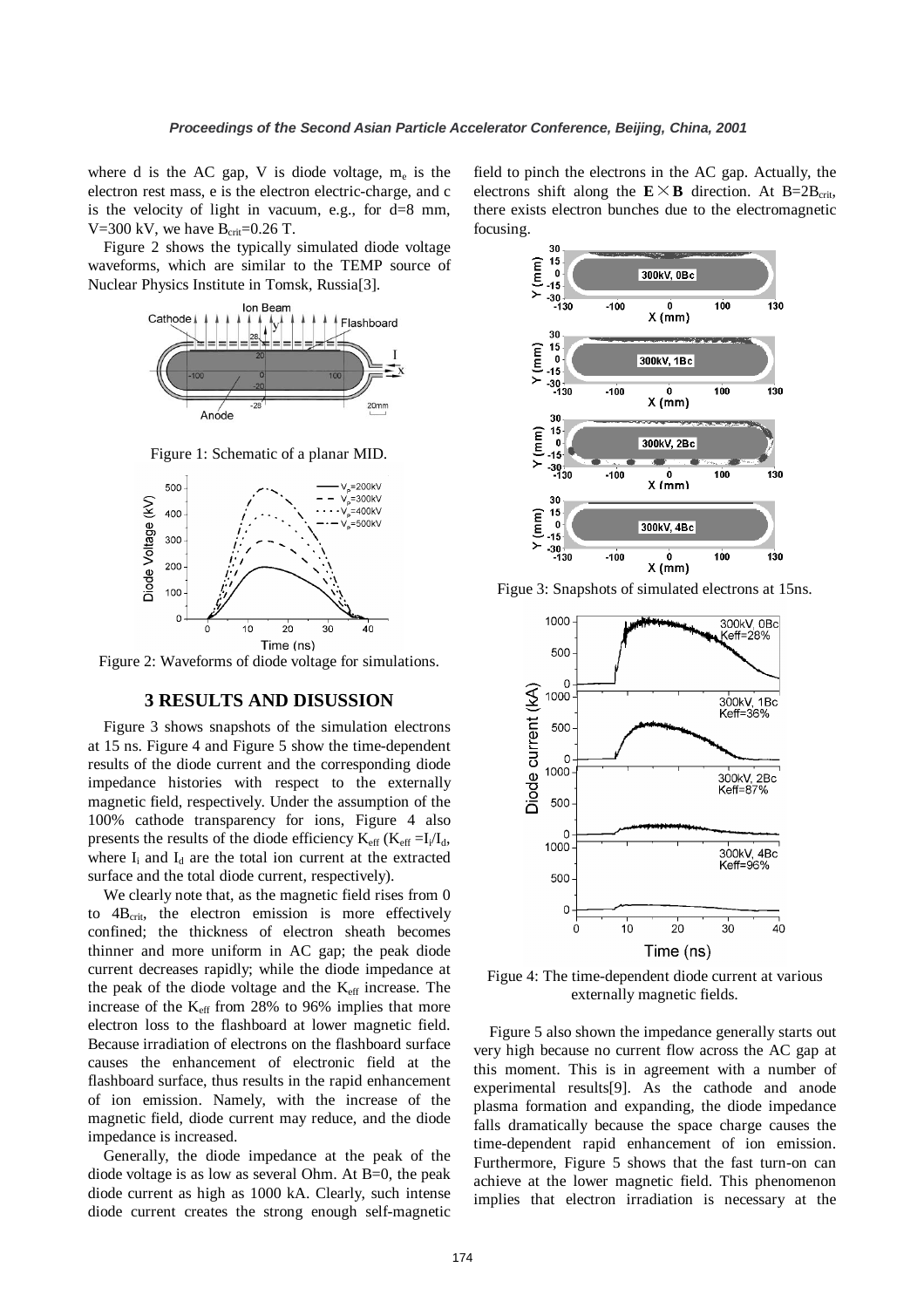where d is the AC gap, V is diode voltage, $m_e$ is the electron rest mass, e is the electron electric-charge, and c is the velocity of light in vacuum, e.g., for d=8 mm, V=300 kV, we have $B_{crit}$=0.26 T.

Figure 2 shows the typically simulated diode voltage waveforms, which are similar to the TEMP source of Nuclear Physics Institute in Tomsk, Russia[3].

Figure 1: Schematic of a planar MID.

Figure 2: Waveforms of diode voltage for simulations.

## 3 RESULTS AND DISUSSION

Figure 3 shows snapshots of the simulation electrons at 15 ns. Figure 4 and Figure 5 show the time-dependent results of the diode current and the corresponding diode impedance histories with respect to the externally magnetic field, respectively. Under the assumption of the 100% cathode transparency for ions, Figure 4 also presents the results of the diode efficiency $K_{eff}$ ($K_{eff}$ =$I_i$/$I_d$, where $I_i$ and $I_d$ are the total ion current at the extracted surface and the total diode current, respectively).

We clearly note that, as the magnetic field rises from 0 to $4B_{crit}$, the electron emission is more effectively confined; the thickness of electron sheath becomes thinner and more uniform in AC gap; the peak diode current decreases rapidly; while the diode impedance at the peak of the diode voltage and the $K_{eff}$ increase. The increase of the $K_{eff}$ from 28% to 96% implies that more electron loss to the flashboard at lower magnetic field. Because irradiation of electrons on the flashboard surface causes the enhancement of electronic field at the flashboard surface, thus results in the rapid enhancement of ion emission. Namely, with the increase of the magnetic field, diode current may reduce, and the diode impedance is increased.

Generally, the diode impedance at the peak of the diode voltage is as low as several Ohm. At B=0, the peak diode current as high as 1000 kA. Clearly, such intense diode current creates the strong enough self-magnetic field to pinch the electrons in the AC gap. Actually, the electrons shift along the $\mathbf{E}\times\mathbf{B}$ direction. At B=2$B_{crit}$, there exists electron bunches due to the electromagnetic focusing.

Figue 3: Snapshots of simulated electrons at 15ns.

Figue 4: The time-dependent diode current at various externally magnetic fields.

Figure 5 also shown the impedance generally starts out very high because no current flow across the AC gap at this moment. This is in agreement with a number of experimental results[9]. As the cathode and anode plasma formation and expanding, the diode impedance falls dramatically because the space charge causes the time-dependent rapid enhancement of ion emission. Furthermore, Figure 5 shows that the fast turn-on can achieve at the lower magnetic field. This phenomenon implies that electron irradiation is necessary at the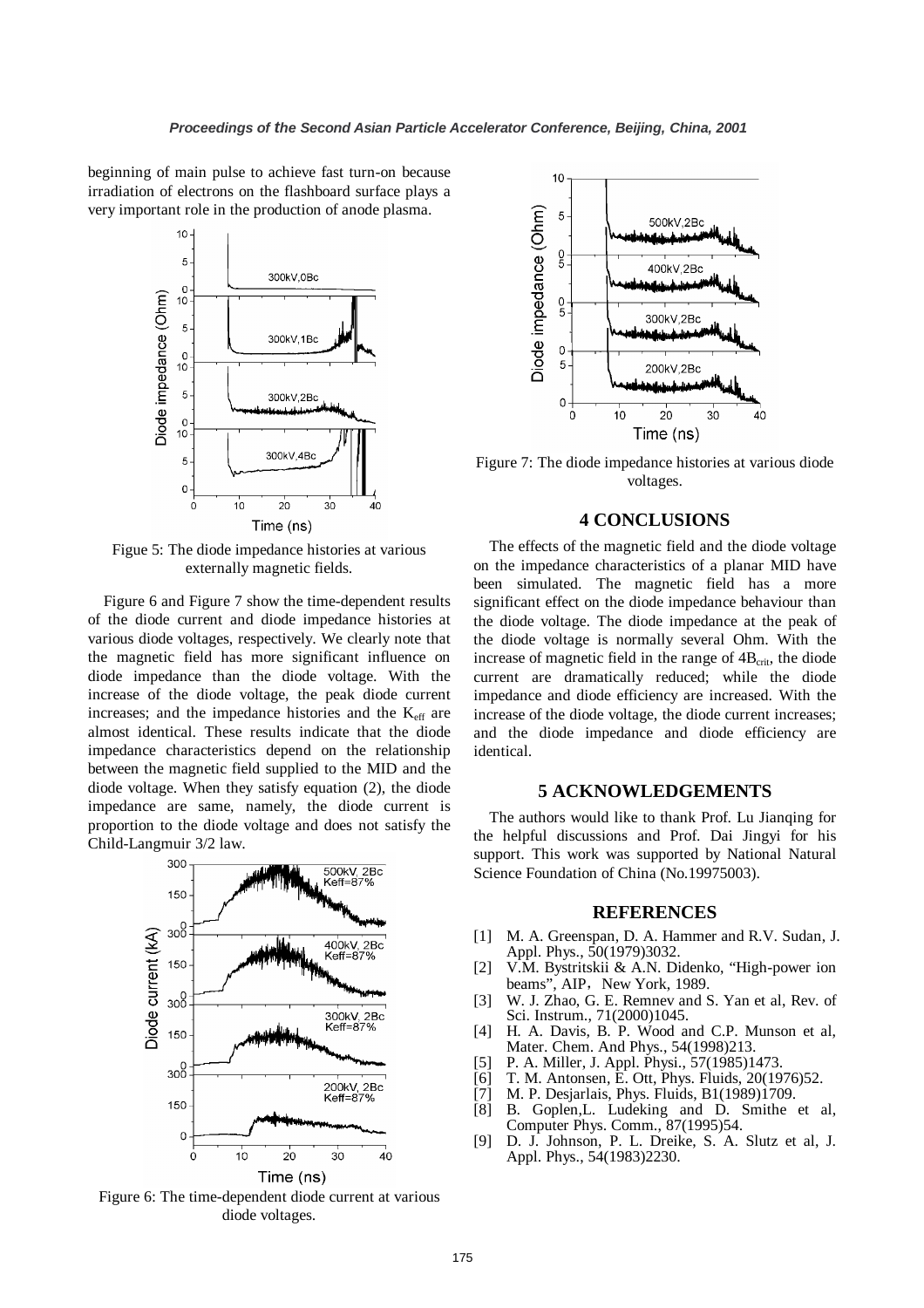beginning of main pulse to achieve fast turn-on because irradiation of electrons on the flashboard surface plays a very important role in the production of anode plasma.

Diode impedance (Ohm)
300kV,0Bc
300kV,1Bc
300kV,2Bc
300kV,4Bc
Time (ns)

Figue 5: The diode impedance histories at various externally magnetic fields.

Figure 6 and Figure 7 show the time-dependent results of the diode current and diode impedance histories at various diode voltages, respectively. We clearly note that the magnetic field has more significant influence on diode impedance than the diode voltage. With the increase of the diode voltage, the peak diode current increases; and the impedance histories and the $K_{eff}$ are almost identical. These results indicate that the diode impedance characteristics depend on the relationship between the magnetic field supplied to the MID and the diode voltage. When they satisfy equation (2), the diode impedance are same, namely, the diode current is proportion to the diode voltage and does not satisfy the Child-Langmuir 3/2 law.

Diode current (kA)
500kV, 2Bc
Keff=87%
400kV, 2Bc
Keff=87%
300kV, 2Bc
Keff=87%
200kV, 2Bc
Keff=87%
Time (ns)

Figure 6: The time-dependent diode current at various diode voltages.

Diode impedance (Ohm)
500kV,2Bc
400kV,2Bc
300kV,2Bc
200kV,2Bc
Time (ns)

Figure 7: The diode impedance histories at various diode voltages.

## 4 CONCLUSIONS

The effects of the magnetic field and the diode voltage on the impedance characteristics of a planar MID have been simulated. The magnetic field has a more significant effect on the diode impedance behaviour than the diode voltage. The diode impedance at the peak of the diode voltage is normally several Ohm. With the increase of magnetic field in the range of $4B_{crit}$, the diode current are dramatically reduced; while the diode impedance and diode efficiency are increased. With the increase of the diode voltage, the diode current increases; and the diode impedance and diode efficiency are identical.

## 5 ACKNOWLEDGEMENTS

The authors would like to thank Prof. Lu Jianqing for the helpful discussions and Prof. Dai Jingyi for his support. This work was supported by National Natural Science Foundation of China (No.19975003).

## REFERENCES

[1] M. A. Greenspan, D. A. Hammer and R.V. Sudan, J. Appl. Phys., 50(1979)3032.
[2] V.M. Bystritskii & A.N. Didenko, "High-power ion beams", AIP，New York, 1989.
[3] W. J. Zhao, G. E. Remnev and S. Yan et al, Rev. of Sci. Instrum., 71(2000)1045.
[4] H. A. Davis, B. P. Wood and C.P. Munson et al, Mater. Chem. And Phys., 54(1998)213.
[5] P. A. Miller, J. Appl. Physi., 57(1985)1473.
[6] T. M. Antonsen, E. Ott, Phys. Fluids, 20(1976)52.
[7] M. P. Desjarlais, Phys. Fluids, B1(1989)1709.
[8] B. Goplen,L. Ludeking and D. Smithe et al, Computer Phys. Comm., 87(1995)54.
[9] D. J. Johnson, P. L. Dreike, S. A. Slutz et al, J. Appl. Phys., 54(1983)2230.